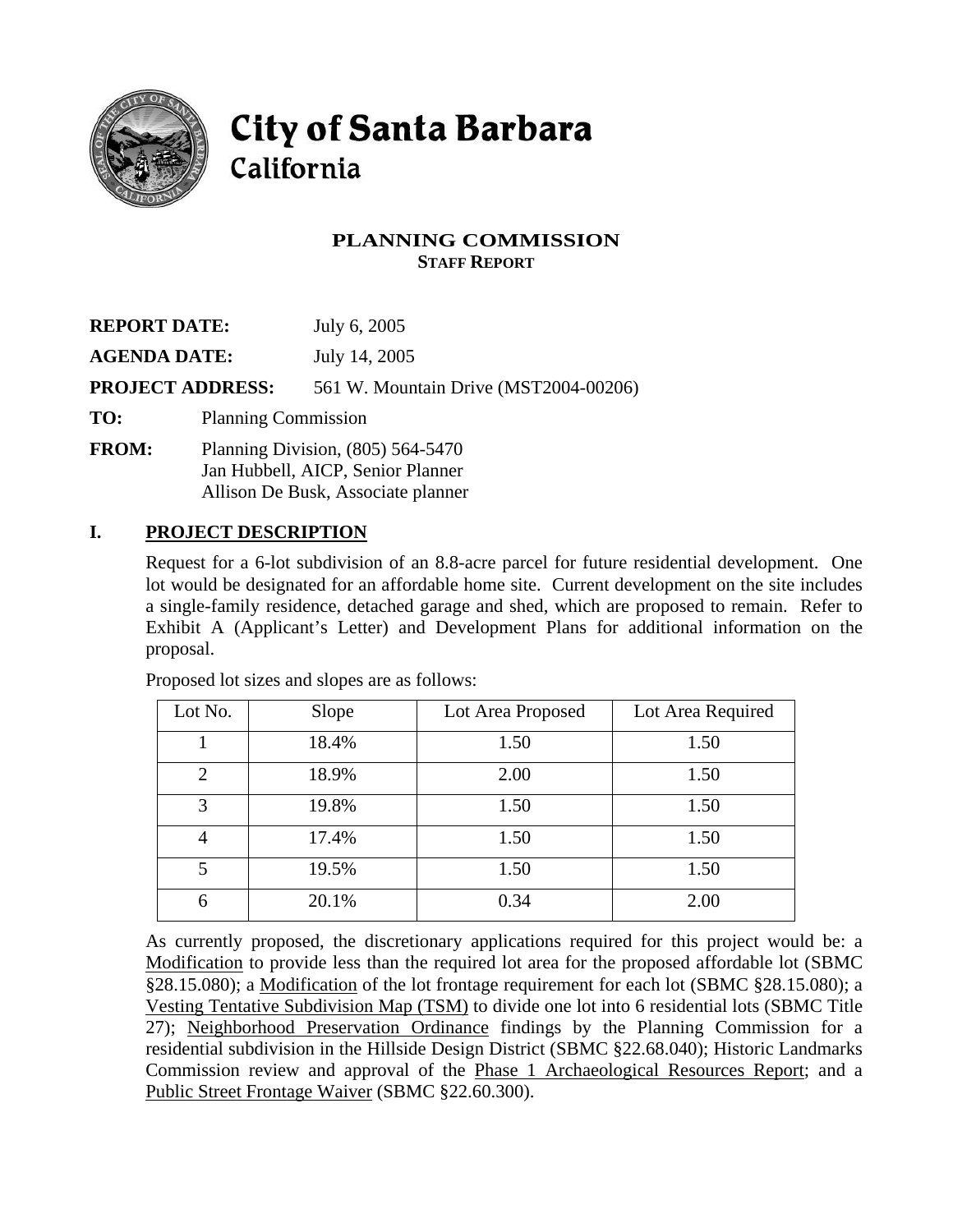# City of Santa Barbara
## California

### PLANNING COMMISSION
**STAFF REPORT**

**REPORT DATE:** July 6, 2005

**AGENDA DATE:** July 14, 2005

**PROJECT ADDRESS:** 561 W. Mountain Drive (MST2004-00206)

**TO:** Planning Commission

**FROM:** Planning Division, (805) 564-5470
Jan Hubbell, AICP, Senior Planner
Allison De Busk, Associate planner

## I. PROJECT DESCRIPTION

Request for a 6-lot subdivision of an 8.8-acre parcel for future residential development. One lot would be designated for an affordable home site. Current development on the site includes a single-family residence, detached garage and shed, which are proposed to remain. Refer to Exhibit A (Applicant's Letter) and Development Plans for additional information on the proposal.

Proposed lot sizes and slopes are as follows:

| Lot No. | Slope | Lot Area Proposed | Lot Area Required |
|---|---|---|---|
| 1 | 18.4% | 1.50 | 1.50 |
| 2 | 18.9% | 2.00 | 1.50 |
| 3 | 19.8% | 1.50 | 1.50 |
| 4 | 17.4% | 1.50 | 1.50 |
| 5 | 19.5% | 1.50 | 1.50 |
| 6 | 20.1% | 0.34 | 2.00 |

As currently proposed, the discretionary applications required for this project would be: a Modification to provide less than the required lot area for the proposed affordable lot (SBMC §28.15.080); a Modification of the lot frontage requirement for each lot (SBMC §28.15.080); a Vesting Tentative Subdivision Map (TSM) to divide one lot into 6 residential lots (SBMC Title 27); Neighborhood Preservation Ordinance findings by the Planning Commission for a residential subdivision in the Hillside Design District (SBMC §22.68.040); Historic Landmarks Commission review and approval of the Phase 1 Archaeological Resources Report; and a Public Street Frontage Waiver (SBMC §22.60.300).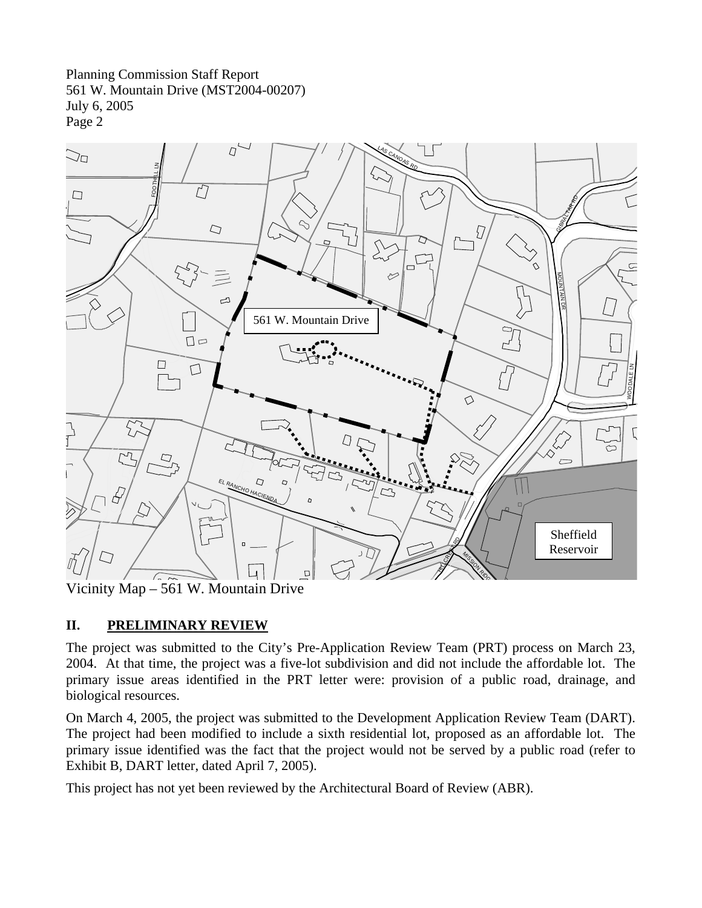Vicinity Map – 561 W. Mountain Drive

## II. PRELIMINARY REVIEW

The project was submitted to the City's Pre-Application Review Team (PRT) process on March 23, 2004. At that time, the project was a five-lot subdivision and did not include the affordable lot. The primary issue areas identified in the PRT letter were: provision of a public road, drainage, and biological resources.

On March 4, 2005, the project was submitted to the Development Application Review Team (DART). The project had been modified to include a sixth residential lot, proposed as an affordable lot. The primary issue identified was the fact that the project would not be served by a public road (refer to Exhibit B, DART letter, dated April 7, 2005).

This project has not yet been reviewed by the Architectural Board of Review (ABR).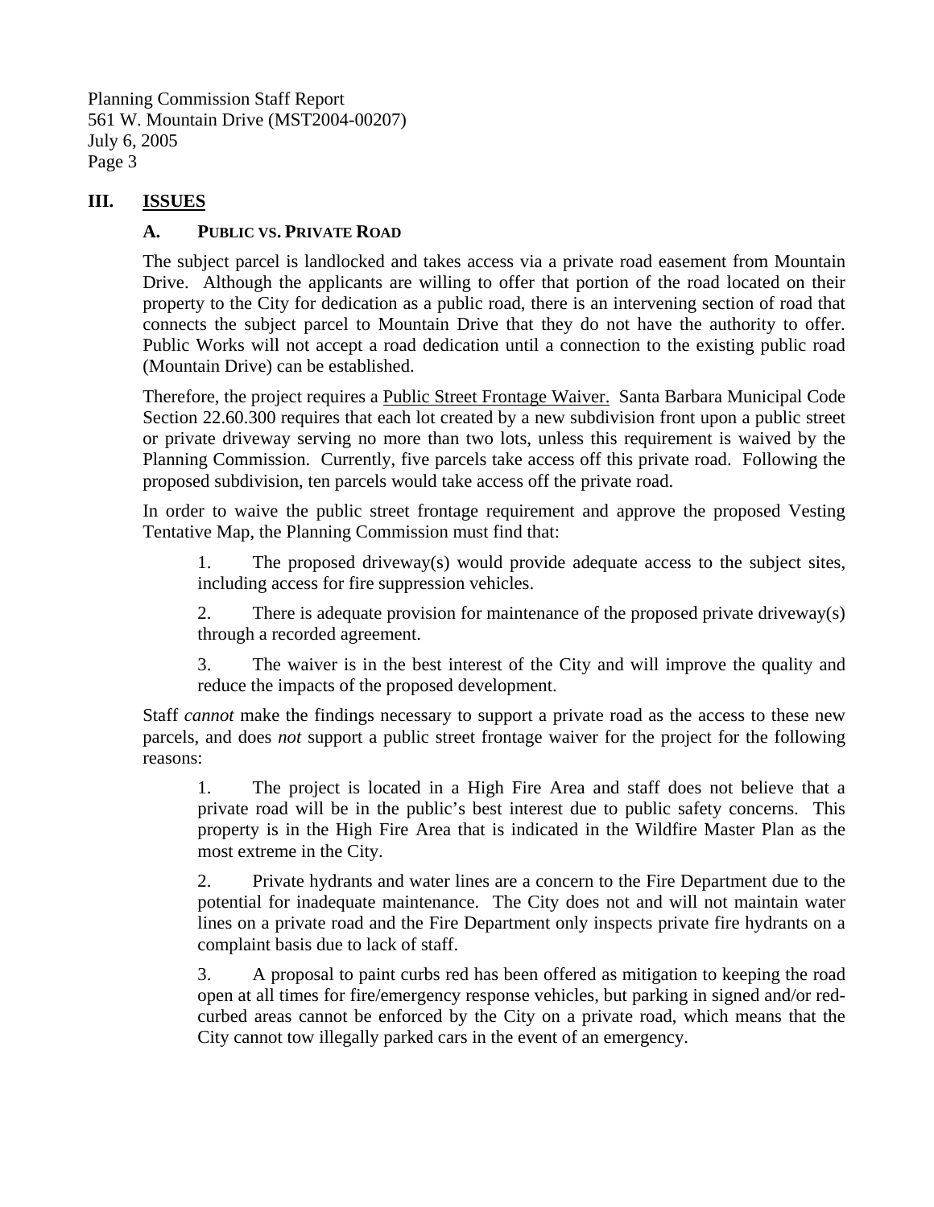## III. ISSUES

### A. PUBLIC VS. PRIVATE ROAD

The subject parcel is landlocked and takes access via a private road easement from Mountain Drive. Although the applicants are willing to offer that portion of the road located on their property to the City for dedication as a public road, there is an intervening section of road that connects the subject parcel to Mountain Drive that they do not have the authority to offer. Public Works will not accept a road dedication until a connection to the existing public road (Mountain Drive) can be established.

Therefore, the project requires a <u>Public Street Frontage Waiver.</u> Santa Barbara Municipal Code Section 22.60.300 requires that each lot created by a new subdivision front upon a public street or private driveway serving no more than two lots, unless this requirement is waived by the Planning Commission. Currently, five parcels take access off this private road. Following the proposed subdivision, ten parcels would take access off the private road.

In order to waive the public street frontage requirement and approve the proposed Vesting Tentative Map, the Planning Commission must find that:

1. The proposed driveway(s) would provide adequate access to the subject sites, including access for fire suppression vehicles.

2. There is adequate provision for maintenance of the proposed private driveway(s) through a recorded agreement.

3. The waiver is in the best interest of the City and will improve the quality and reduce the impacts of the proposed development.

Staff *cannot* make the findings necessary to support a private road as the access to these new parcels, and does *not* support a public street frontage waiver for the project for the following reasons:

1. The project is located in a High Fire Area and staff does not believe that a private road will be in the public's best interest due to public safety concerns. This property is in the High Fire Area that is indicated in the Wildfire Master Plan as the most extreme in the City.

2. Private hydrants and water lines are a concern to the Fire Department due to the potential for inadequate maintenance. The City does not and will not maintain water lines on a private road and the Fire Department only inspects private fire hydrants on a complaint basis due to lack of staff.

3. A proposal to paint curbs red has been offered as mitigation to keeping the road open at all times for fire/emergency response vehicles, but parking in signed and/or red-curbed areas cannot be enforced by the City on a private road, which means that the City cannot tow illegally parked cars in the event of an emergency.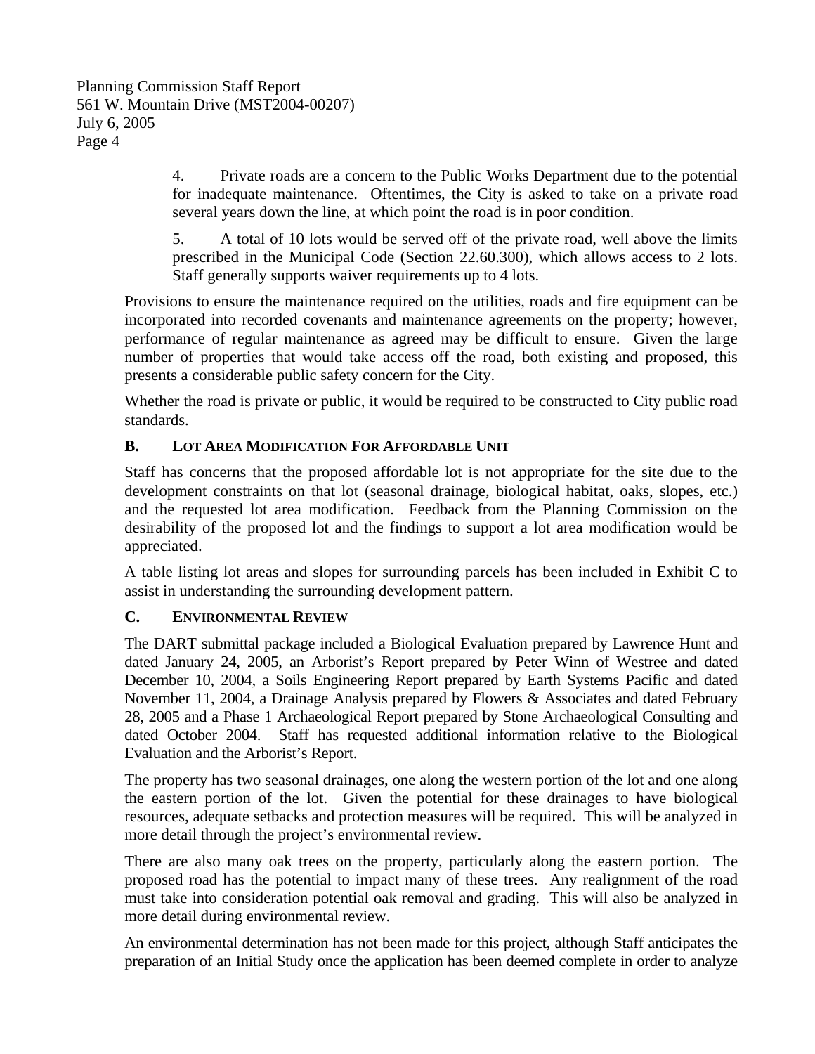4. Private roads are a concern to the Public Works Department due to the potential for inadequate maintenance. Oftentimes, the City is asked to take on a private road several years down the line, at which point the road is in poor condition.

5. A total of 10 lots would be served off of the private road, well above the limits prescribed in the Municipal Code (Section 22.60.300), which allows access to 2 lots. Staff generally supports waiver requirements up to 4 lots.

Provisions to ensure the maintenance required on the utilities, roads and fire equipment can be incorporated into recorded covenants and maintenance agreements on the property; however, performance of regular maintenance as agreed may be difficult to ensure. Given the large number of properties that would take access off the road, both existing and proposed, this presents a considerable public safety concern for the City.

Whether the road is private or public, it would be required to be constructed to City public road standards.

### B. LOT AREA MODIFICATION FOR AFFORDABLE UNIT

Staff has concerns that the proposed affordable lot is not appropriate for the site due to the development constraints on that lot (seasonal drainage, biological habitat, oaks, slopes, etc.) and the requested lot area modification. Feedback from the Planning Commission on the desirability of the proposed lot and the findings to support a lot area modification would be appreciated.

A table listing lot areas and slopes for surrounding parcels has been included in Exhibit C to assist in understanding the surrounding development pattern.

### C. ENVIRONMENTAL REVIEW

The DART submittal package included a Biological Evaluation prepared by Lawrence Hunt and dated January 24, 2005, an Arborist's Report prepared by Peter Winn of Westree and dated December 10, 2004, a Soils Engineering Report prepared by Earth Systems Pacific and dated November 11, 2004, a Drainage Analysis prepared by Flowers & Associates and dated February 28, 2005 and a Phase 1 Archaeological Report prepared by Stone Archaeological Consulting and dated October 2004. Staff has requested additional information relative to the Biological Evaluation and the Arborist's Report.

The property has two seasonal drainages, one along the western portion of the lot and one along the eastern portion of the lot. Given the potential for these drainages to have biological resources, adequate setbacks and protection measures will be required. This will be analyzed in more detail through the project's environmental review.

There are also many oak trees on the property, particularly along the eastern portion. The proposed road has the potential to impact many of these trees. Any realignment of the road must take into consideration potential oak removal and grading. This will also be analyzed in more detail during environmental review.

An environmental determination has not been made for this project, although Staff anticipates the preparation of an Initial Study once the application has been deemed complete in order to analyze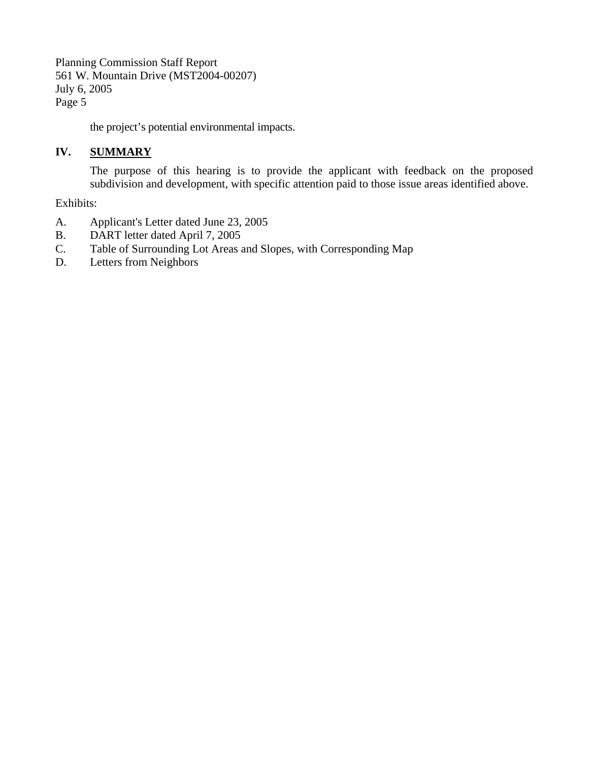the project's potential environmental impacts.

## IV. SUMMARY

The purpose of this hearing is to provide the applicant with feedback on the proposed subdivision and development, with specific attention paid to those issue areas identified above.

Exhibits:

A. Applicant's Letter dated June 23, 2005
B. DART letter dated April 7, 2005
C. Table of Surrounding Lot Areas and Slopes, with Corresponding Map
D. Letters from Neighbors